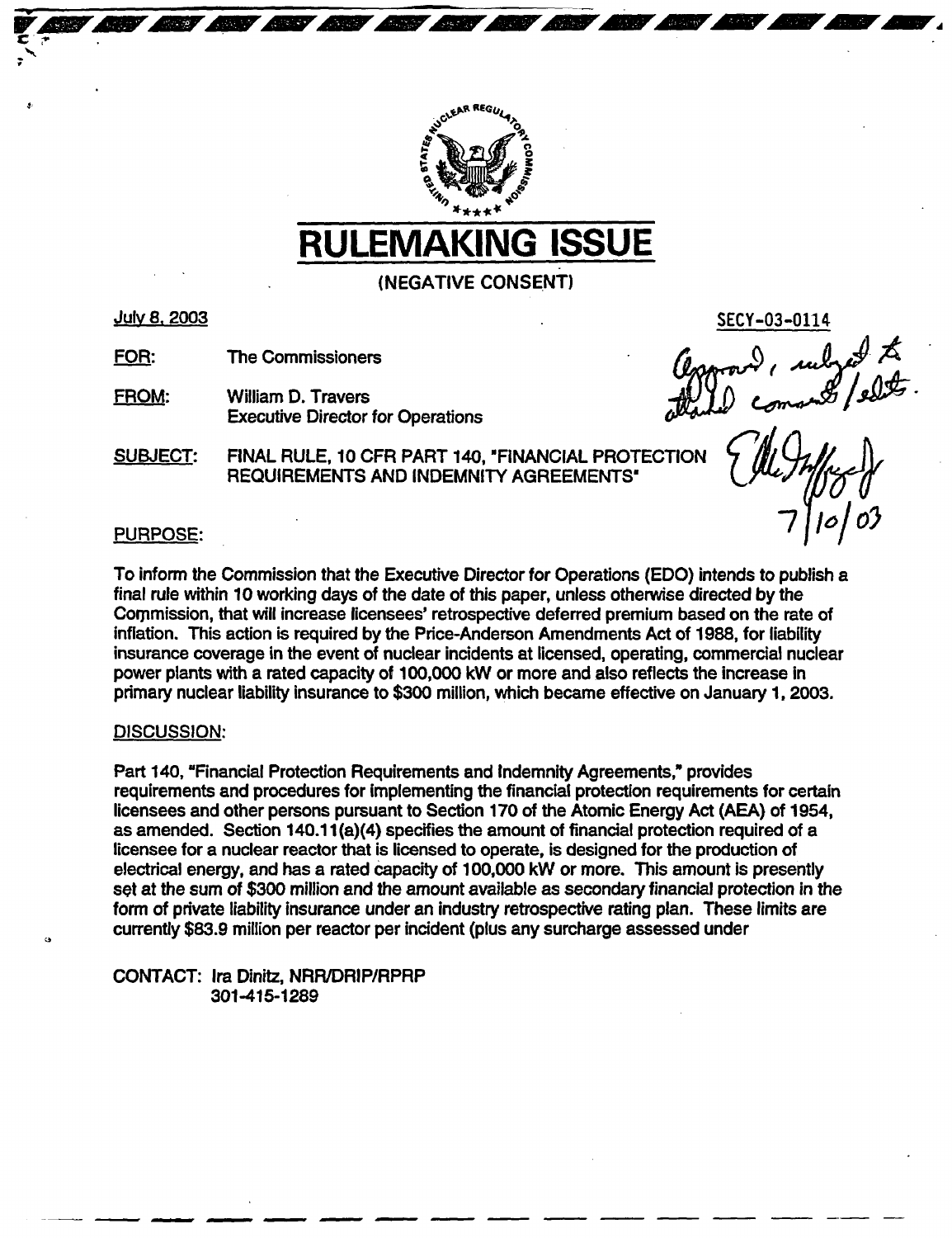# RULEMAKING ISSUE

(NEGATIVE CONSENT)

July 8, 2003

SECY-03-0114

Approved, subject to attached comments/edits.
7/10/03

FOR: The Commissioners

FROM: William D. Travers
Executive Director for Operations

SUBJECT: FINAL RULE, 10 CFR PART 140, "FINANCIAL PROTECTION REQUIREMENTS AND INDEMNITY AGREEMENTS"

PURPOSE:

To inform the Commission that the Executive Director for Operations (EDO) intends to publish a final rule within 10 working days of the date of this paper, unless otherwise directed by the Commission, that will increase licensees' retrospective deferred premium based on the rate of inflation. This action is required by the Price-Anderson Amendments Act of 1988, for liability insurance coverage in the event of nuclear incidents at licensed, operating, commercial nuclear power plants with a rated capacity of 100,000 kW or more and also reflects the increase in primary nuclear liability insurance to $300 million, which became effective on January 1, 2003.

DISCUSSION:

Part 140, "Financial Protection Requirements and Indemnity Agreements," provides requirements and procedures for implementing the financial protection requirements for certain licensees and other persons pursuant to Section 170 of the Atomic Energy Act (AEA) of 1954, as amended. Section 140.11(a)(4) specifies the amount of financial protection required of a licensee for a nuclear reactor that is licensed to operate, is designed for the production of electrical energy, and has a rated capacity of 100,000 kW or more. This amount is presently set at the sum of $300 million and the amount available as secondary financial protection in the form of private liability insurance under an industry retrospective rating plan. These limits are currently $83.9 million per reactor per incident (plus any surcharge assessed under

CONTACT: Ira Dinitz, NRR/DRIP/RPRP
301-415-1289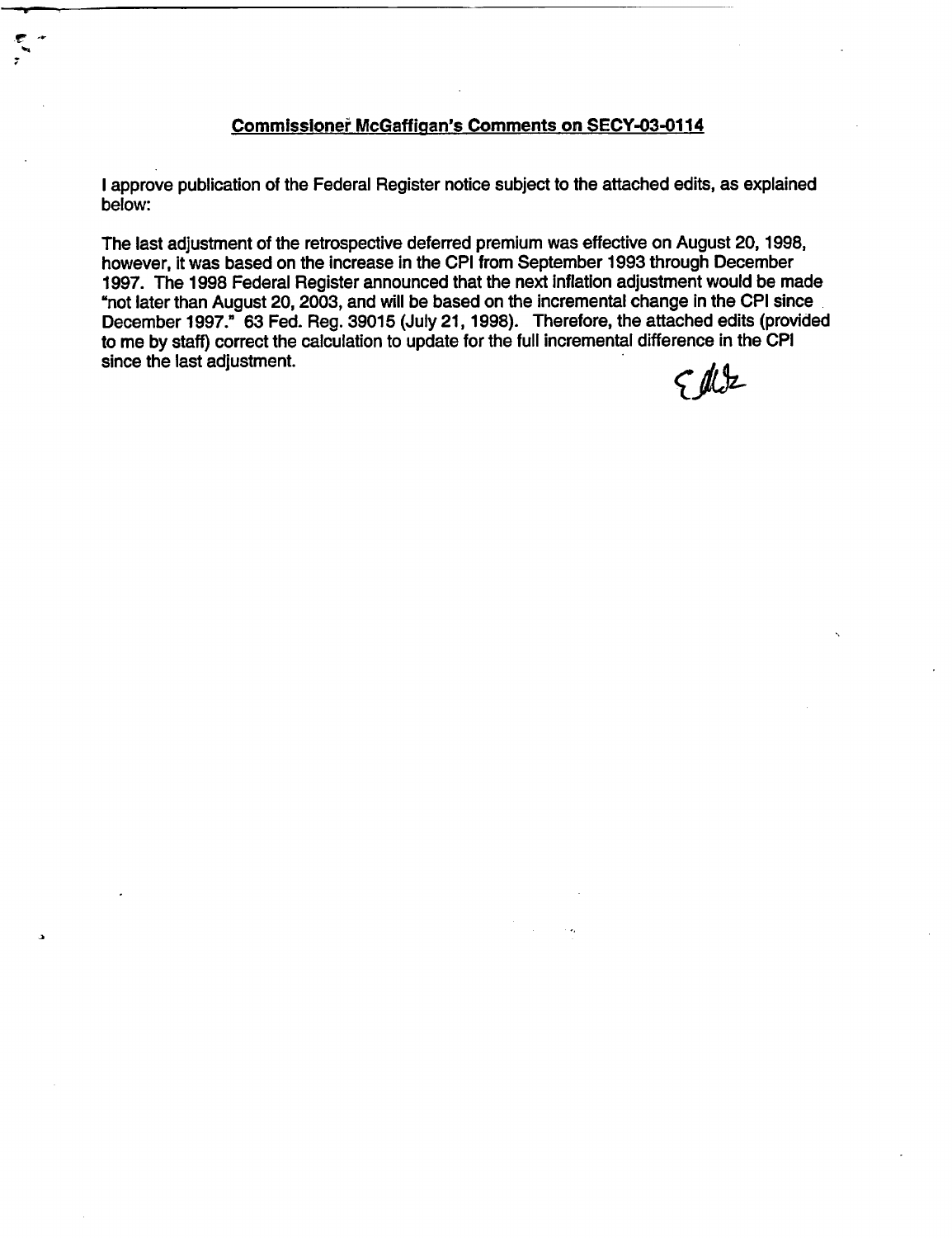## Commissioner McGaffigan's Comments on SECY-03-0114

I approve publication of the Federal Register notice subject to the attached edits, as explained below:

The last adjustment of the retrospective deferred premium was effective on August 20, 1998, however, it was based on the increase in the CPI from September 1993 through December 1997. The 1998 Federal Register announced that the next inflation adjustment would be made "not later than August 20, 2003, and will be based on the incremental change in the CPI since December 1997." 63 Fed. Reg. 39015 (July 21, 1998). Therefore, the attached edits (provided to me by staff) correct the calculation to update for the full incremental difference in the CPI since the last adjustment.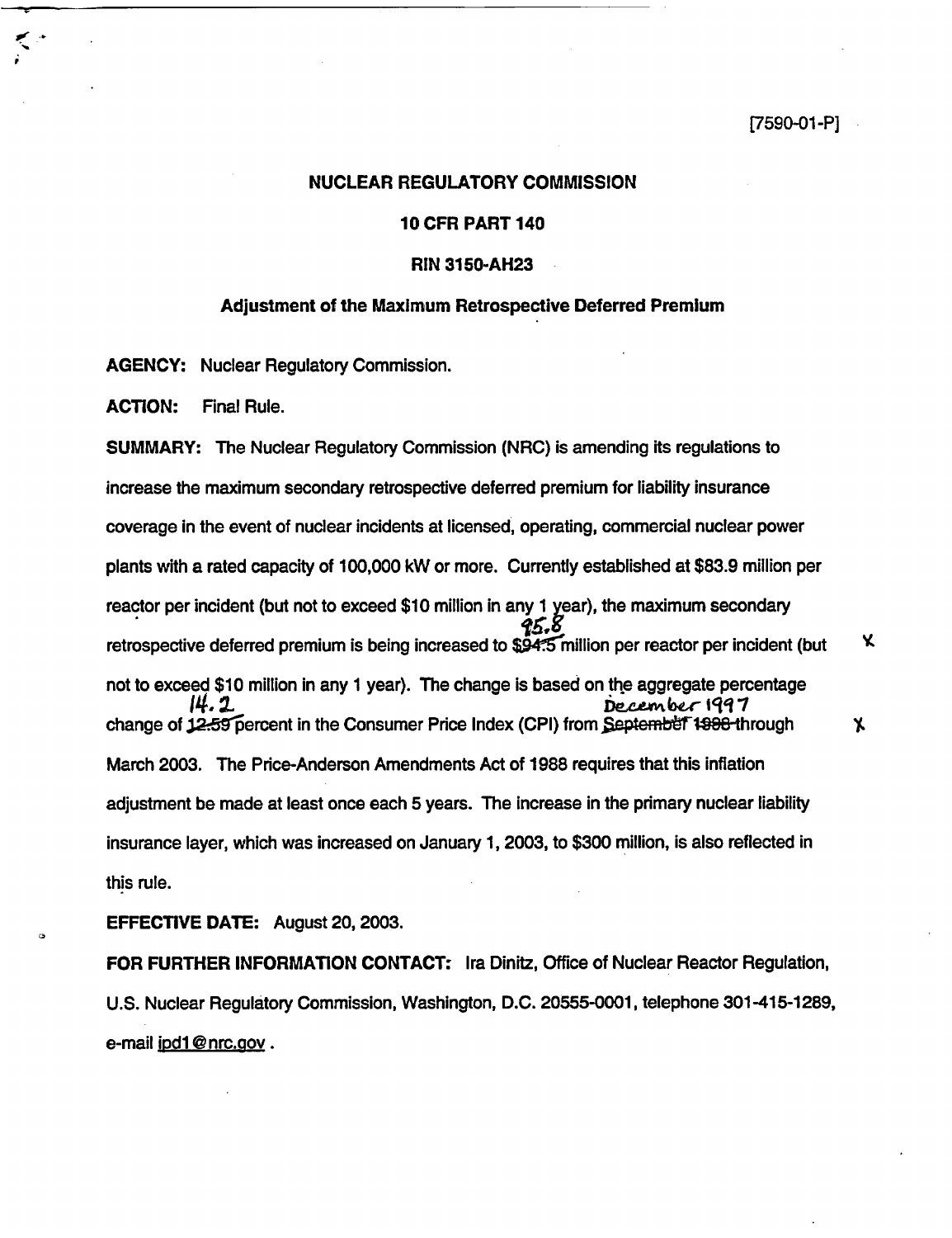[7590-01-P]

**NUCLEAR REGULATORY COMMISSION**

**10 CFR PART 140**

**RIN 3150-AH23**

**Adjustment of the Maximum Retrospective Deferred Premium**

**AGENCY:** Nuclear Regulatory Commission.

**ACTION:** Final Rule.

**SUMMARY:** The Nuclear Regulatory Commission (NRC) is amending its regulations to increase the maximum secondary retrospective deferred premium for liability insurance coverage in the event of nuclear incidents at licensed, operating, commercial nuclear power plants with a rated capacity of 100,000 kW or more. Currently established at $83.9 million per reactor per incident (but not to exceed $10 million in any 1 year), the maximum secondary retrospective deferred premium is being increased to ~~$94.5~~ 95.8 million per reactor per incident (but not to exceed $10 million in any 1 year). The change is based on the aggregate percentage change of ~~12.59~~ 14.2 percent in the Consumer Price Index (CPI) from ~~September 1998~~ December 1997 through March 2003. The Price-Anderson Amendments Act of 1988 requires that this inflation adjustment be made at least once each 5 years. The increase in the primary nuclear liability insurance layer, which was increased on January 1, 2003, to $300 million, is also reflected in this rule.

**EFFECTIVE DATE:** August 20, 2003.

**FOR FURTHER INFORMATION CONTACT:** Ira Dinitz, Office of Nuclear Reactor Regulation, U.S. Nuclear Regulatory Commission, Washington, D.C. 20555-0001, telephone 301-415-1289, e-mail ipd1@nrc.gov .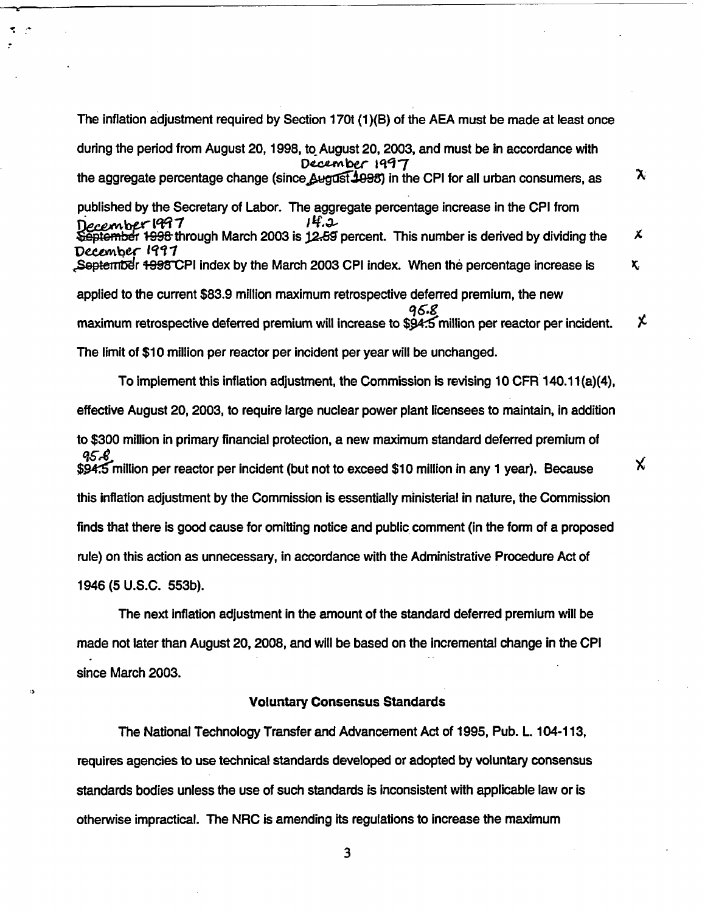The inflation adjustment required by Section 170t (1)(B) of the AEA must be made at least once during the period from August 20, 1998, to August 20, 2003, and must be in accordance with the aggregate percentage change (since December 1997) in the CPI for all urban consumers, as published by the Secretary of Labor. The aggregate percentage increase in the CPI from December 1997 through March 2003 is 14.2 percent. This number is derived by dividing the December 1997 CPI index by the March 2003 CPI index. When the percentage increase is applied to the current $83.9 million maximum retrospective deferred premium, the new maximum retrospective deferred premium will increase to $95.8 million per reactor per incident. The limit of $10 million per reactor per incident per year will be unchanged.

To implement this inflation adjustment, the Commission is revising 10 CFR 140.11(a)(4), effective August 20, 2003, to require large nuclear power plant licensees to maintain, in addition to $300 million in primary financial protection, a new maximum standard deferred premium of $95.8 million per reactor per incident (but not to exceed $10 million in any 1 year). Because this inflation adjustment by the Commission is essentially ministerial in nature, the Commission finds that there is good cause for omitting notice and public comment (in the form of a proposed rule) on this action as unnecessary, in accordance with the Administrative Procedure Act of 1946 (5 U.S.C. 553b).

The next inflation adjustment in the amount of the standard deferred premium will be made not later than August 20, 2008, and will be based on the incremental change in the CPI since March 2003.

### Voluntary Consensus Standards

The National Technology Transfer and Advancement Act of 1995, Pub. L. 104-113, requires agencies to use technical standards developed or adopted by voluntary consensus standards bodies unless the use of such standards is inconsistent with applicable law or is otherwise impractical. The NRC is amending its regulations to increase the maximum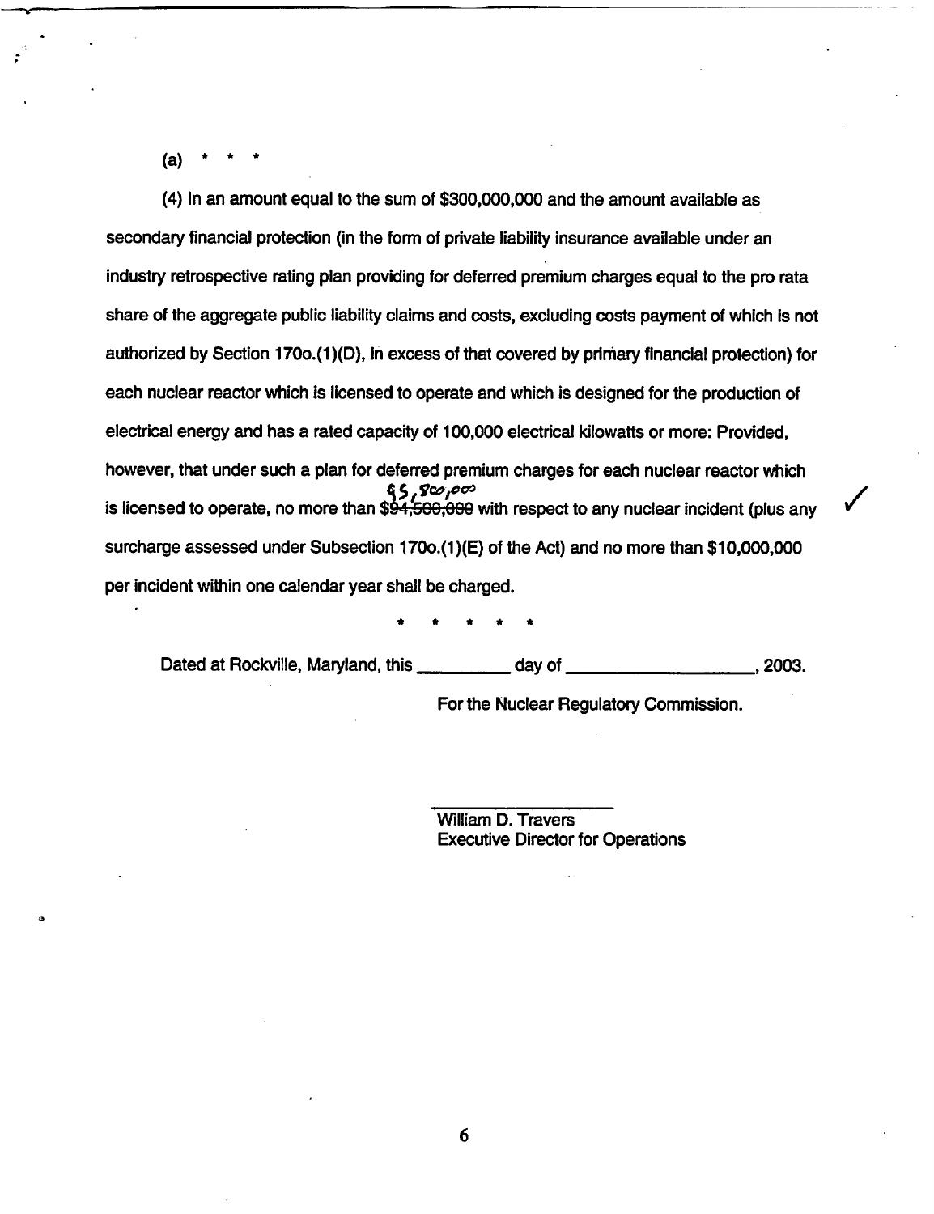(a) * * *

(4) In an amount equal to the sum of $300,000,000 and the amount available as secondary financial protection (in the form of private liability insurance available under an industry retrospective rating plan providing for deferred premium charges equal to the pro rata share of the aggregate public liability claims and costs, excluding costs payment of which is not authorized by Section 170o.(1)(D), in excess of that covered by primary financial protection) for each nuclear reactor which is licensed to operate and which is designed for the production of electrical energy and has a rated capacity of 100,000 electrical kilowatts or more: Provided, however, that under such a plan for deferred premium charges for each nuclear reactor which is licensed to operate, no more than $~~94,500,000~~ 95,800,000 with respect to any nuclear incident (plus any surcharge assessed under Subsection 170o.(1)(E) of the Act) and no more than $10,000,000 per incident within one calendar year shall be charged.

\* \* \* \* \*

Dated at Rockville, Maryland, this \_\_\_\_\_\_\_\_\_\_ day of \_\_\_\_\_\_\_\_\_\_\_\_\_\_\_\_\_\_\_\_, 2003.

For the Nuclear Regulatory Commission.

\_\_\_\_\_\_\_\_\_\_\_\_\_\_\_\_\_\_\_\_\_\_

William D. Travers
Executive Director for Operations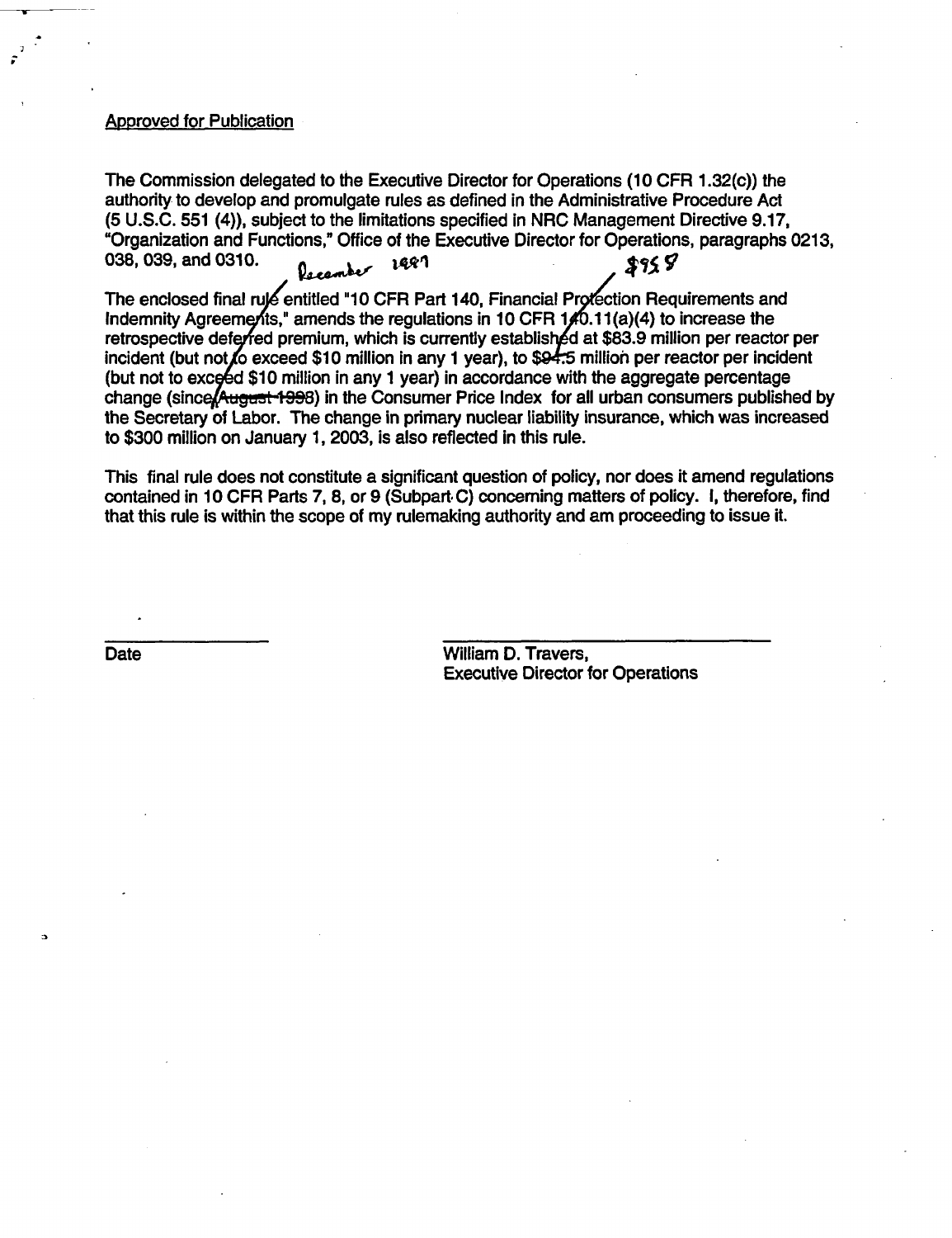Approved for Publication

The Commission delegated to the Executive Director for Operations (10 CFR 1.32(c)) the authority to develop and promulgate rules as defined in the Administrative Procedure Act (5 U.S.C. 551 (4)), subject to the limitations specified in NRC Management Directive 9.17, "Organization and Functions," Office of the Executive Director for Operations, paragraphs 0213, 038, 039, and 0310.

The enclosed final rule entitled "10 CFR Part 140, Financial Protection Requirements and Indemnity Agreements," amends the regulations in 10 CFR 140.11(a)(4) to increase the retrospective deferred premium, which is currently established at $83.9 million per reactor per incident (but not to exceed $10 million in any 1 year), to ~~$94.5~~ $95.8 million per reactor per incident (but not to exceed $10 million in any 1 year) in accordance with the aggregate percentage change (since ~~August 1998~~ December 1997) in the Consumer Price Index for all urban consumers published by the Secretary of Labor. The change in primary nuclear liability insurance, which was increased to $300 million on January 1, 2003, is also reflected in this rule.

This final rule does not constitute a significant question of policy, nor does it amend regulations contained in 10 CFR Parts 7, 8, or 9 (Subpart C) concerning matters of policy. I, therefore, find that this rule is within the scope of my rulemaking authority and am proceeding to issue it.

Date

William D. Travers,
Executive Director for Operations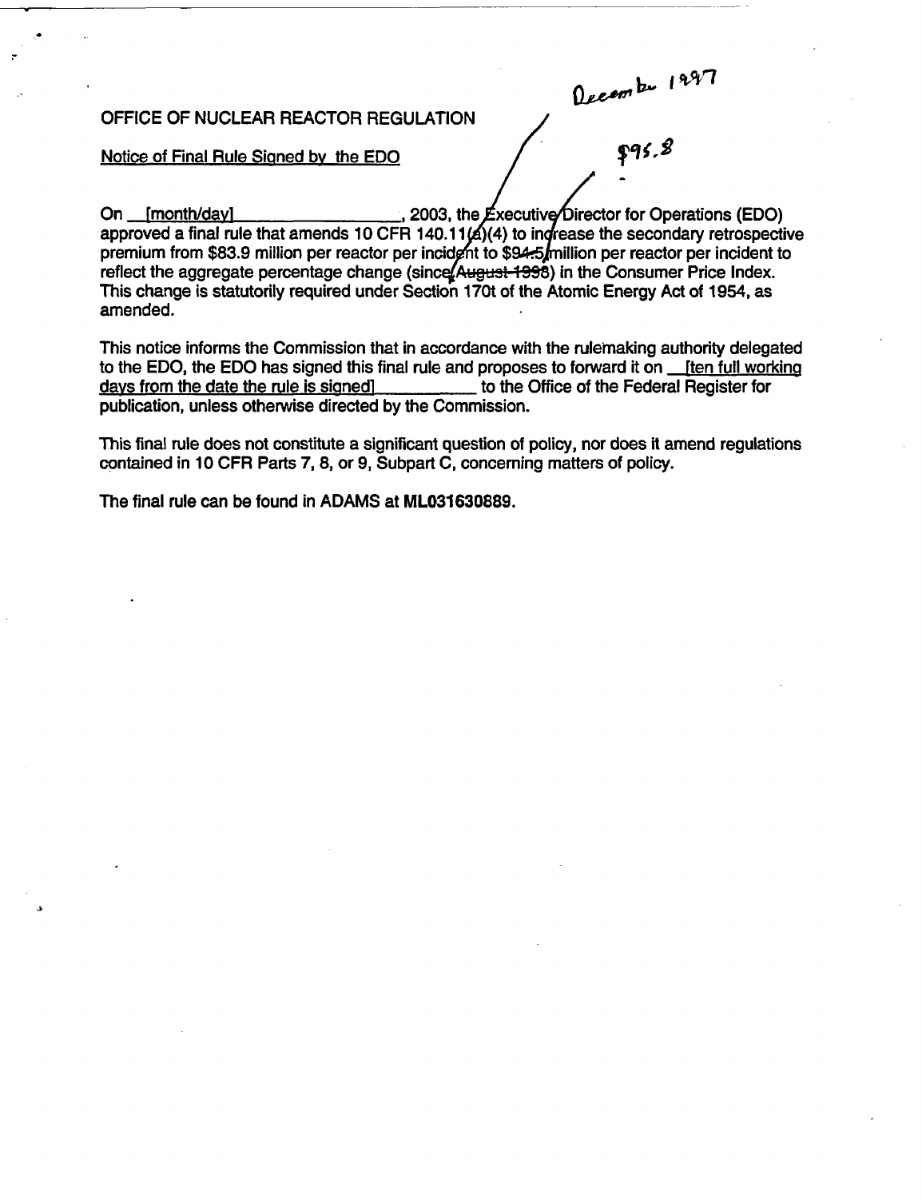December 1997

$95.8

OFFICE OF NUCLEAR REACTOR REGULATION

Notice of Final Rule Signed by the EDO

On __[month/day]__, 2003, the Executive Director for Operations (EDO) approved a final rule that amends 10 CFR 140.11(a)(4) to increase the secondary retrospective premium from $83.9 million per reactor per incident to ~~$94.5~~ million per reactor per incident to reflect the aggregate percentage change (since ~~August 1998~~) in the Consumer Price Index. This change is statutorily required under Section 170t of the Atomic Energy Act of 1954, as amended.

This notice informs the Commission that in accordance with the rulemaking authority delegated to the EDO, the EDO has signed this final rule and proposes to forward it on __[ten full working days from the date the rule is signed]__ to the Office of the Federal Register for publication, unless otherwise directed by the Commission.

This final rule does not constitute a significant question of policy, nor does it amend regulations contained in 10 CFR Parts 7, 8, or 9, Subpart C, concerning matters of policy.

The final rule can be found in ADAMS at **ML031630889**.